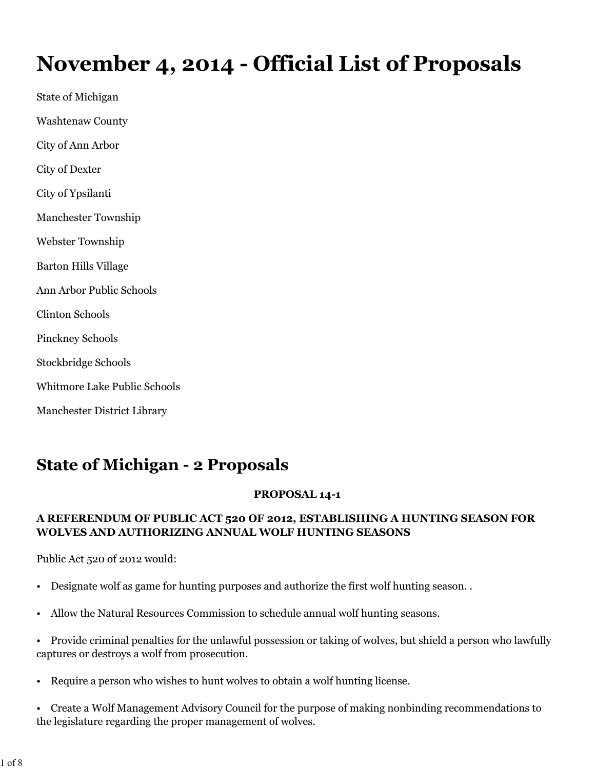# November 4, 2014 - Official List of Proposals

State of Michigan

Washtenaw County

City of Ann Arbor

City of Dexter

City of Ypsilanti

Manchester Township

Webster Township

Barton Hills Village

Ann Arbor Public Schools

Clinton Schools

Pinckney Schools

Stockbridge Schools

Whitmore Lake Public Schools

Manchester District Library

## State of Michigan - 2 Proposals

**PROPOSAL 14-1**

**A REFERENDUM OF PUBLIC ACT 520 OF 2012, ESTABLISHING A HUNTING SEASON FOR WOLVES AND AUTHORIZING ANNUAL WOLF HUNTING SEASONS**

Public Act 520 of 2012 would:

- Designate wolf as game for hunting purposes and authorize the first wolf hunting season. .
- Allow the Natural Resources Commission to schedule annual wolf hunting seasons.
- Provide criminal penalties for the unlawful possession or taking of wolves, but shield a person who lawfully captures or destroys a wolf from prosecution.
- Require a person who wishes to hunt wolves to obtain a wolf hunting license.
- Create a Wolf Management Advisory Council for the purpose of making nonbinding recommendations to the legislature regarding the proper management of wolves.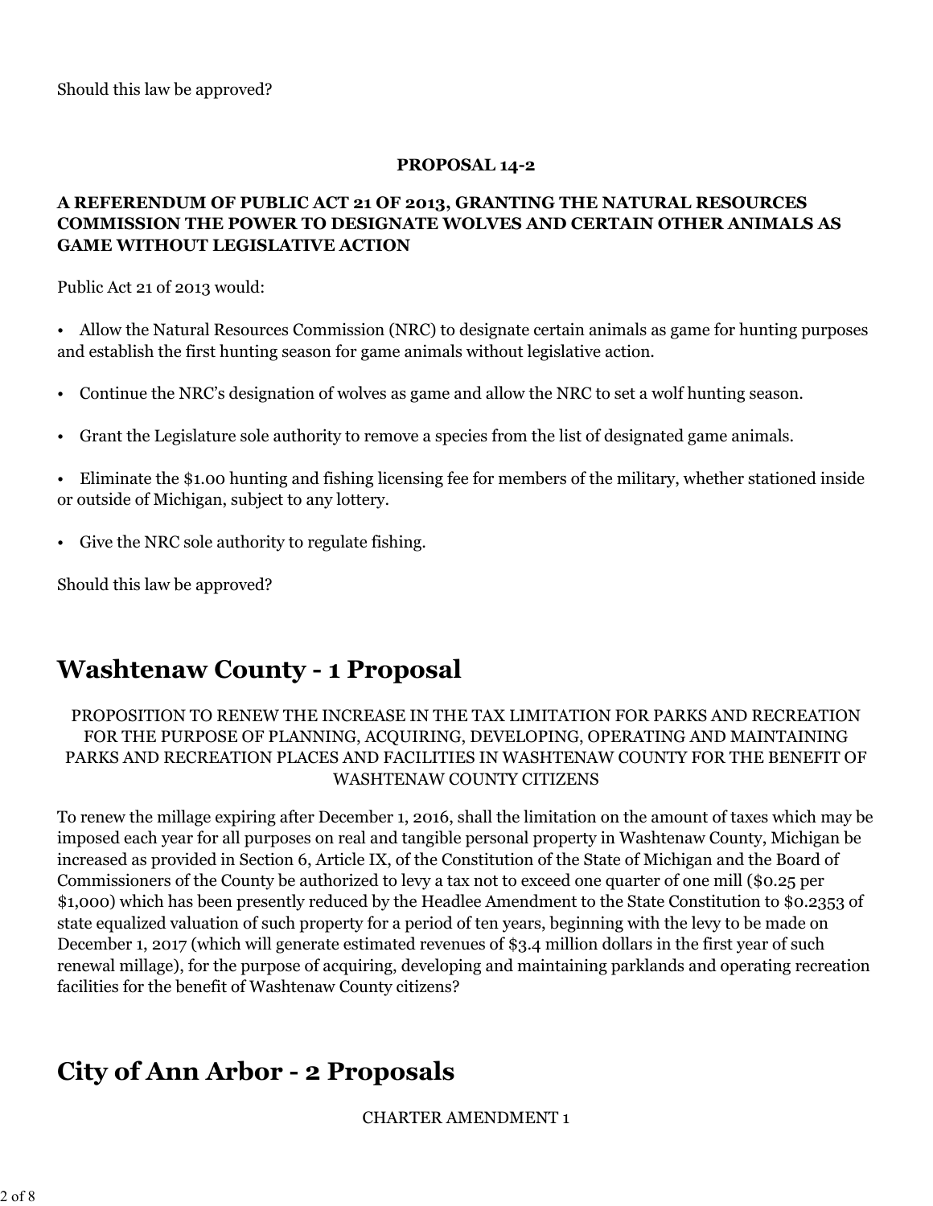Should this law be approved?

**PROPOSAL 14-2**

**A REFERENDUM OF PUBLIC ACT 21 OF 2013, GRANTING THE NATURAL RESOURCES COMMISSION THE POWER TO DESIGNATE WOLVES AND CERTAIN OTHER ANIMALS AS GAME WITHOUT LEGISLATIVE ACTION**

Public Act 21 of 2013 would:

- Allow the Natural Resources Commission (NRC) to designate certain animals as game for hunting purposes and establish the first hunting season for game animals without legislative action.
- Continue the NRC's designation of wolves as game and allow the NRC to set a wolf hunting season.
- Grant the Legislature sole authority to remove a species from the list of designated game animals.
- Eliminate the $1.00 hunting and fishing licensing fee for members of the military, whether stationed inside or outside of Michigan, subject to any lottery.
- Give the NRC sole authority to regulate fishing.

Should this law be approved?

## Washtenaw County - 1 Proposal

PROPOSITION TO RENEW THE INCREASE IN THE TAX LIMITATION FOR PARKS AND RECREATION FOR THE PURPOSE OF PLANNING, ACQUIRING, DEVELOPING, OPERATING AND MAINTAINING PARKS AND RECREATION PLACES AND FACILITIES IN WASHTENAW COUNTY FOR THE BENEFIT OF WASHTENAW COUNTY CITIZENS

To renew the millage expiring after December 1, 2016, shall the limitation on the amount of taxes which may be imposed each year for all purposes on real and tangible personal property in Washtenaw County, Michigan be increased as provided in Section 6, Article IX, of the Constitution of the State of Michigan and the Board of Commissioners of the County be authorized to levy a tax not to exceed one quarter of one mill ($0.25 per $1,000) which has been presently reduced by the Headlee Amendment to the State Constitution to $0.2353 of state equalized valuation of such property for a period of ten years, beginning with the levy to be made on December 1, 2017 (which will generate estimated revenues of $3.4 million dollars in the first year of such renewal millage), for the purpose of acquiring, developing and maintaining parklands and operating recreation facilities for the benefit of Washtenaw County citizens?

## City of Ann Arbor - 2 Proposals

CHARTER AMENDMENT 1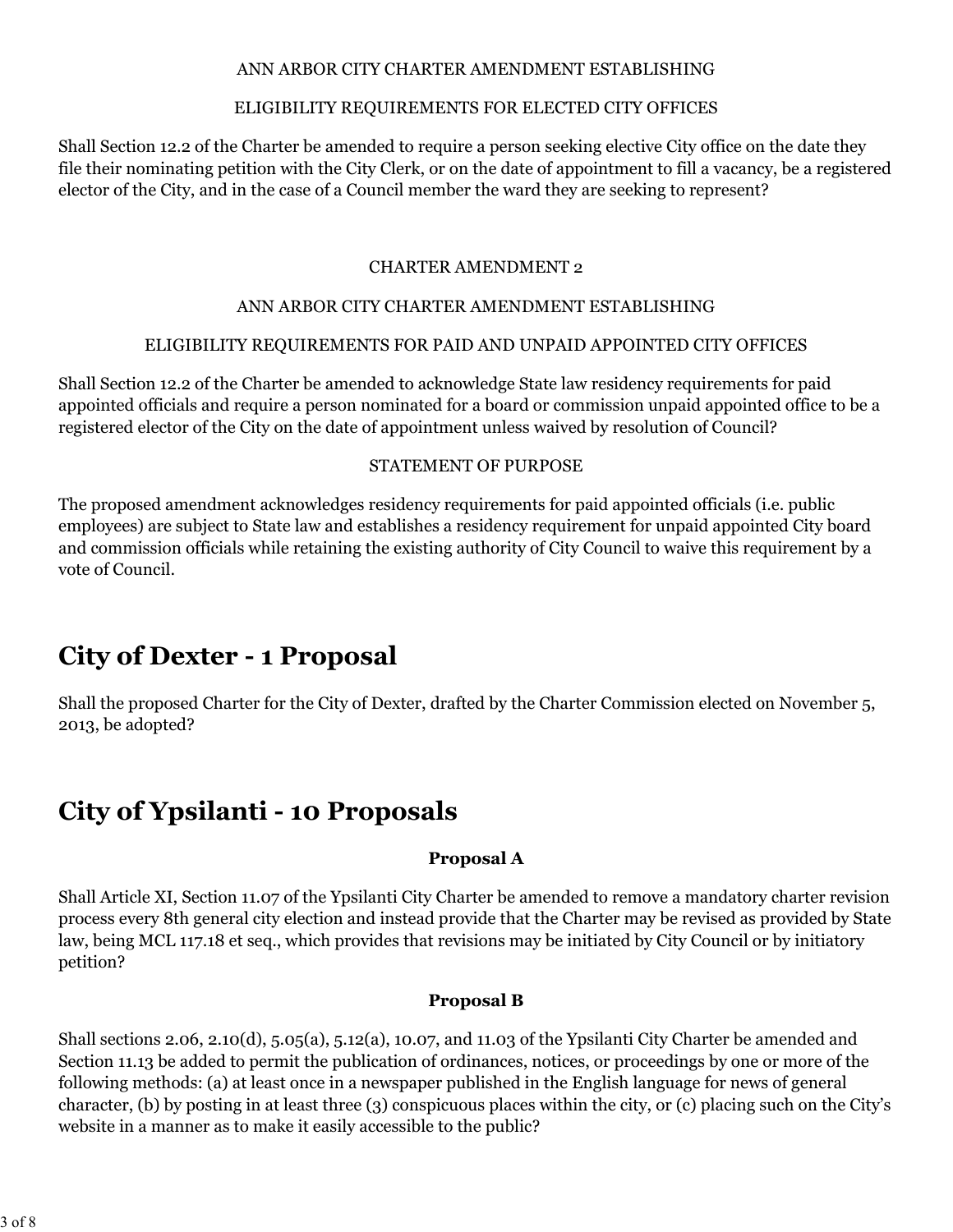ANN ARBOR CITY CHARTER AMENDMENT ESTABLISHING

ELIGIBILITY REQUIREMENTS FOR ELECTED CITY OFFICES

Shall Section 12.2 of the Charter be amended to require a person seeking elective City office on the date they file their nominating petition with the City Clerk, or on the date of appointment to fill a vacancy, be a registered elector of the City, and in the case of a Council member the ward they are seeking to represent?

CHARTER AMENDMENT 2

ANN ARBOR CITY CHARTER AMENDMENT ESTABLISHING

ELIGIBILITY REQUIREMENTS FOR PAID AND UNPAID APPOINTED CITY OFFICES

Shall Section 12.2 of the Charter be amended to acknowledge State law residency requirements for paid appointed officials and require a person nominated for a board or commission unpaid appointed office to be a registered elector of the City on the date of appointment unless waived by resolution of Council?

STATEMENT OF PURPOSE

The proposed amendment acknowledges residency requirements for paid appointed officials (i.e. public employees) are subject to State law and establishes a residency requirement for unpaid appointed City board and commission officials while retaining the existing authority of City Council to waive this requirement by a vote of Council.

# City of Dexter - 1 Proposal

Shall the proposed Charter for the City of Dexter, drafted by the Charter Commission elected on November 5, 2013, be adopted?

# City of Ypsilanti - 10 Proposals

**Proposal A**

Shall Article XI, Section 11.07 of the Ypsilanti City Charter be amended to remove a mandatory charter revision process every 8th general city election and instead provide that the Charter may be revised as provided by State law, being MCL 117.18 et seq., which provides that revisions may be initiated by City Council or by initiatory petition?

**Proposal B**

Shall sections 2.06, 2.10(d), 5.05(a), 5.12(a), 10.07, and 11.03 of the Ypsilanti City Charter be amended and Section 11.13 be added to permit the publication of ordinances, notices, or proceedings by one or more of the following methods: (a) at least once in a newspaper published in the English language for news of general character, (b) by posting in at least three (3) conspicuous places within the city, or (c) placing such on the City's website in a manner as to make it easily accessible to the public?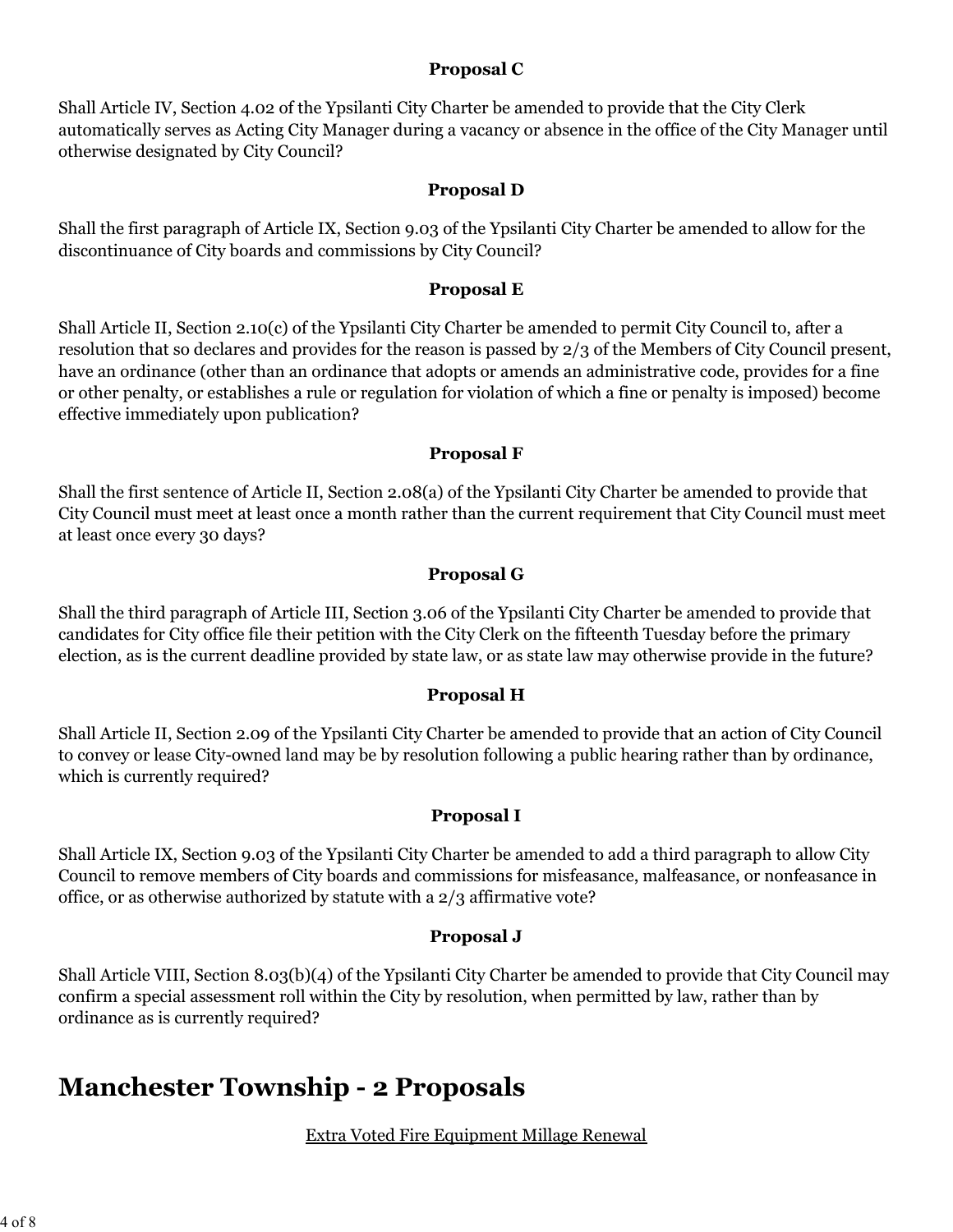**Proposal C**

Shall Article IV, Section 4.02 of the Ypsilanti City Charter be amended to provide that the City Clerk automatically serves as Acting City Manager during a vacancy or absence in the office of the City Manager until otherwise designated by City Council?

**Proposal D**

Shall the first paragraph of Article IX, Section 9.03 of the Ypsilanti City Charter be amended to allow for the discontinuance of City boards and commissions by City Council?

**Proposal E**

Shall Article II, Section 2.10(c) of the Ypsilanti City Charter be amended to permit City Council to, after a resolution that so declares and provides for the reason is passed by 2/3 of the Members of City Council present, have an ordinance (other than an ordinance that adopts or amends an administrative code, provides for a fine or other penalty, or establishes a rule or regulation for violation of which a fine or penalty is imposed) become effective immediately upon publication?

**Proposal F**

Shall the first sentence of Article II, Section 2.08(a) of the Ypsilanti City Charter be amended to provide that City Council must meet at least once a month rather than the current requirement that City Council must meet at least once every 30 days?

**Proposal G**

Shall the third paragraph of Article III, Section 3.06 of the Ypsilanti City Charter be amended to provide that candidates for City office file their petition with the City Clerk on the fifteenth Tuesday before the primary election, as is the current deadline provided by state law, or as state law may otherwise provide in the future?

**Proposal H**

Shall Article II, Section 2.09 of the Ypsilanti City Charter be amended to provide that an action of City Council to convey or lease City-owned land may be by resolution following a public hearing rather than by ordinance, which is currently required?

**Proposal I**

Shall Article IX, Section 9.03 of the Ypsilanti City Charter be amended to add a third paragraph to allow City Council to remove members of City boards and commissions for misfeasance, malfeasance, or nonfeasance in office, or as otherwise authorized by statute with a 2/3 affirmative vote?

**Proposal J**

Shall Article VIII, Section 8.03(b)(4) of the Ypsilanti City Charter be amended to provide that City Council may confirm a special assessment roll within the City by resolution, when permitted by law, rather than by ordinance as is currently required?

## Manchester Township - 2 Proposals

Extra Voted Fire Equipment Millage Renewal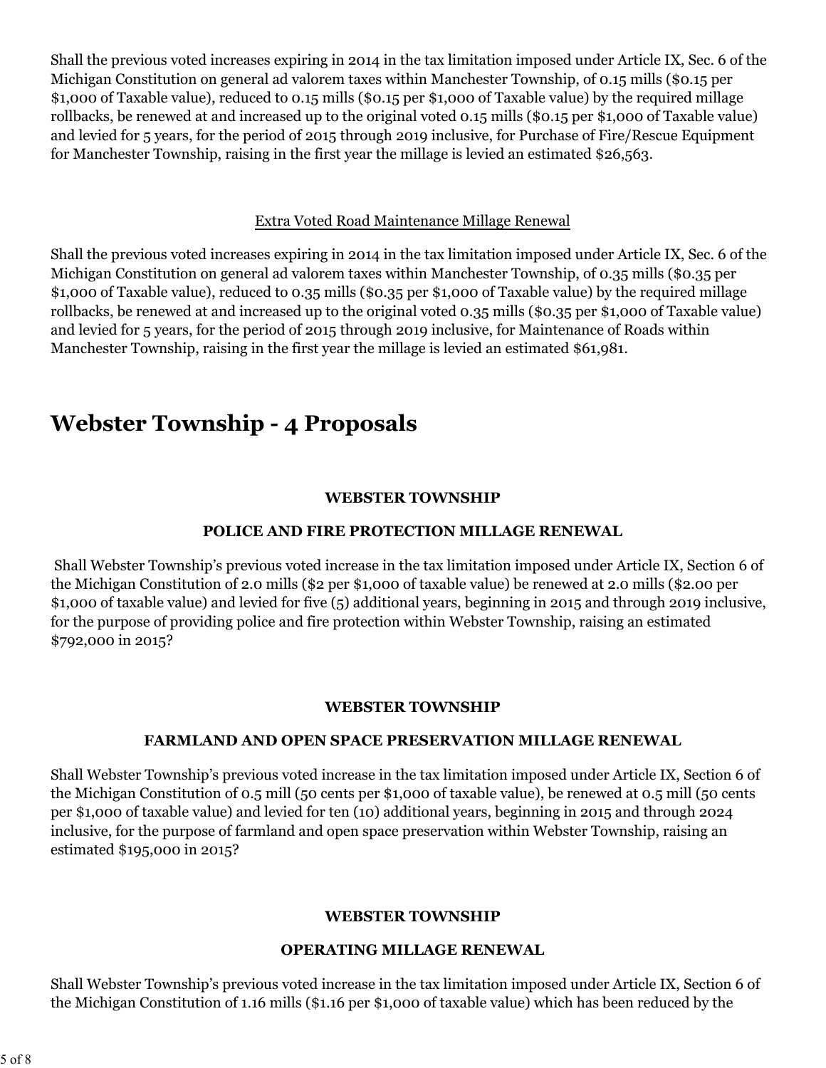Shall the previous voted increases expiring in 2014 in the tax limitation imposed under Article IX, Sec. 6 of the Michigan Constitution on general ad valorem taxes within Manchester Township, of 0.15 mills ($0.15 per $1,000 of Taxable value), reduced to 0.15 mills ($0.15 per $1,000 of Taxable value) by the required millage rollbacks, be renewed at and increased up to the original voted 0.15 mills ($0.15 per $1,000 of Taxable value) and levied for 5 years, for the period of 2015 through 2019 inclusive, for Purchase of Fire/Rescue Equipment for Manchester Township, raising in the first year the millage is levied an estimated $26,563.

Extra Voted Road Maintenance Millage Renewal

Shall the previous voted increases expiring in 2014 in the tax limitation imposed under Article IX, Sec. 6 of the Michigan Constitution on general ad valorem taxes within Manchester Township, of 0.35 mills ($0.35 per $1,000 of Taxable value), reduced to 0.35 mills ($0.35 per $1,000 of Taxable value) by the required millage rollbacks, be renewed at and increased up to the original voted 0.35 mills ($0.35 per $1,000 of Taxable value) and levied for 5 years, for the period of 2015 through 2019 inclusive, for Maintenance of Roads within Manchester Township, raising in the first year the millage is levied an estimated $61,981.

# Webster Township - 4 Proposals

**WEBSTER TOWNSHIP**

**POLICE AND FIRE PROTECTION MILLAGE RENEWAL**

Shall Webster Township's previous voted increase in the tax limitation imposed under Article IX, Section 6 of the Michigan Constitution of 2.0 mills ($2 per $1,000 of taxable value) be renewed at 2.0 mills ($2.00 per $1,000 of taxable value) and levied for five (5) additional years, beginning in 2015 and through 2019 inclusive, for the purpose of providing police and fire protection within Webster Township, raising an estimated $792,000 in 2015?

**WEBSTER TOWNSHIP**

**FARMLAND AND OPEN SPACE PRESERVATION MILLAGE RENEWAL**

Shall Webster Township's previous voted increase in the tax limitation imposed under Article IX, Section 6 of the Michigan Constitution of 0.5 mill (50 cents per $1,000 of taxable value), be renewed at 0.5 mill (50 cents per $1,000 of taxable value) and levied for ten (10) additional years, beginning in 2015 and through 2024 inclusive, for the purpose of farmland and open space preservation within Webster Township, raising an estimated $195,000 in 2015?

**WEBSTER TOWNSHIP**

**OPERATING MILLAGE RENEWAL**

Shall Webster Township's previous voted increase in the tax limitation imposed under Article IX, Section 6 of the Michigan Constitution of 1.16 mills ($1.16 per $1,000 of taxable value) which has been reduced by the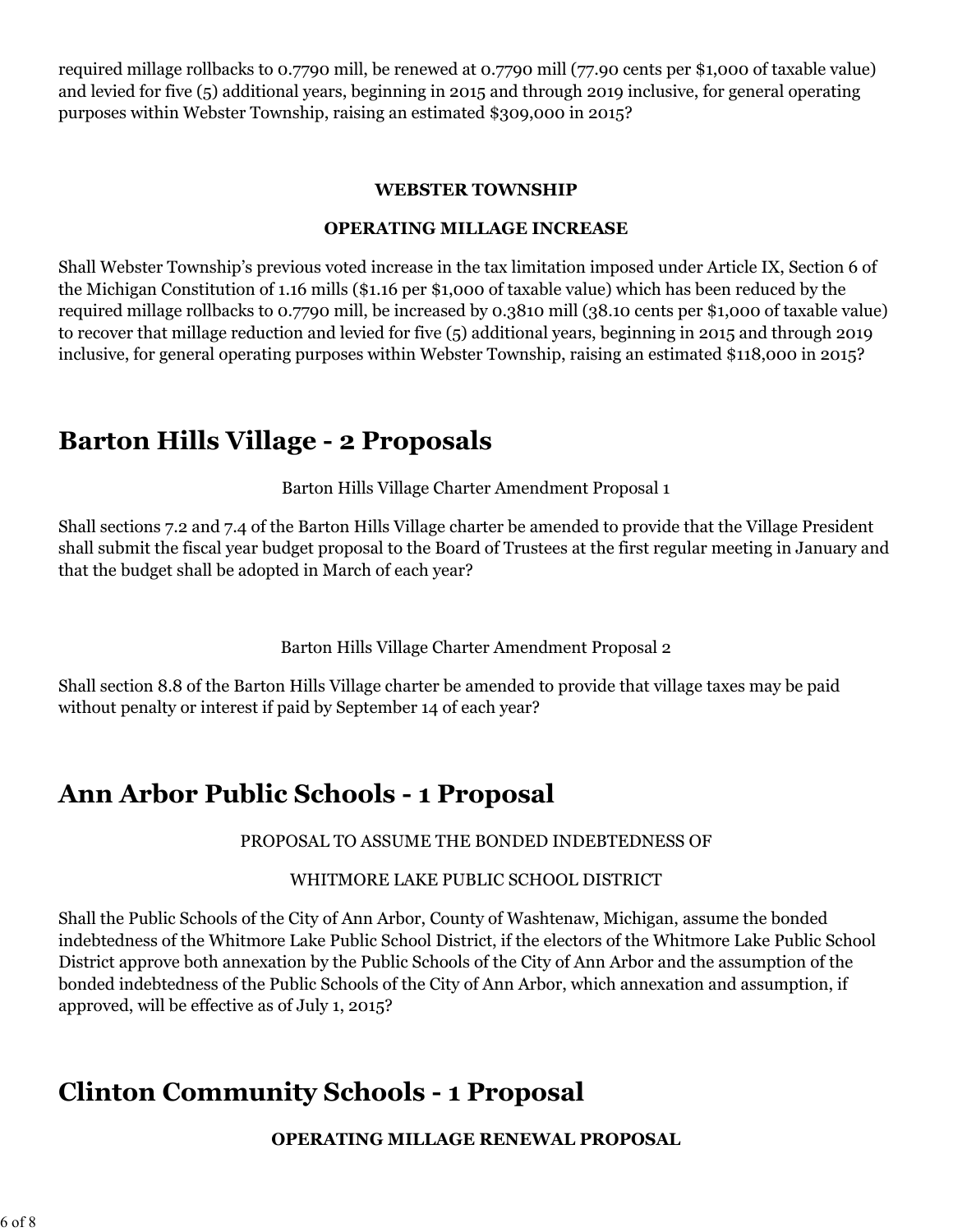required millage rollbacks to 0.7790 mill, be renewed at 0.7790 mill (77.90 cents per $1,000 of taxable value) and levied for five (5) additional years, beginning in 2015 and through 2019 inclusive, for general operating purposes within Webster Township, raising an estimated $309,000 in 2015?

**WEBSTER TOWNSHIP**

**OPERATING MILLAGE INCREASE**

Shall Webster Township's previous voted increase in the tax limitation imposed under Article IX, Section 6 of the Michigan Constitution of 1.16 mills ($1.16 per $1,000 of taxable value) which has been reduced by the required millage rollbacks to 0.7790 mill, be increased by 0.3810 mill (38.10 cents per $1,000 of taxable value) to recover that millage reduction and levied for five (5) additional years, beginning in 2015 and through 2019 inclusive, for general operating purposes within Webster Township, raising an estimated $118,000 in 2015?

## Barton Hills Village - 2 Proposals

Barton Hills Village Charter Amendment Proposal 1

Shall sections 7.2 and 7.4 of the Barton Hills Village charter be amended to provide that the Village President shall submit the fiscal year budget proposal to the Board of Trustees at the first regular meeting in January and that the budget shall be adopted in March of each year?

Barton Hills Village Charter Amendment Proposal 2

Shall section 8.8 of the Barton Hills Village charter be amended to provide that village taxes may be paid without penalty or interest if paid by September 14 of each year?

## Ann Arbor Public Schools - 1 Proposal

PROPOSAL TO ASSUME THE BONDED INDEBTEDNESS OF

WHITMORE LAKE PUBLIC SCHOOL DISTRICT

Shall the Public Schools of the City of Ann Arbor, County of Washtenaw, Michigan, assume the bonded indebtedness of the Whitmore Lake Public School District, if the electors of the Whitmore Lake Public School District approve both annexation by the Public Schools of the City of Ann Arbor and the assumption of the bonded indebtedness of the Public Schools of the City of Ann Arbor, which annexation and assumption, if approved, will be effective as of July 1, 2015?

## Clinton Community Schools - 1 Proposal

**OPERATING MILLAGE RENEWAL PROPOSAL**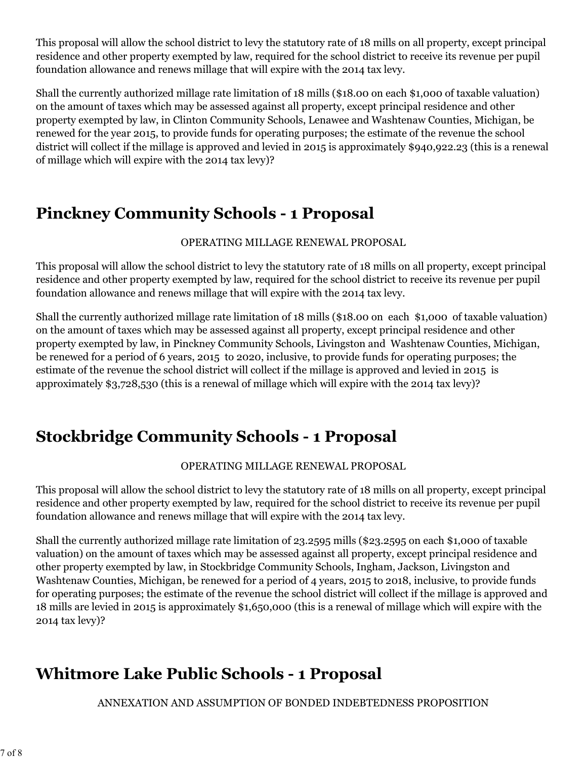This proposal will allow the school district to levy the statutory rate of 18 mills on all property, except principal residence and other property exempted by law, required for the school district to receive its revenue per pupil foundation allowance and renews millage that will expire with the 2014 tax levy.

Shall the currently authorized millage rate limitation of 18 mills ($18.00 on each $1,000 of taxable valuation) on the amount of taxes which may be assessed against all property, except principal residence and other property exempted by law, in Clinton Community Schools, Lenawee and Washtenaw Counties, Michigan, be renewed for the year 2015, to provide funds for operating purposes; the estimate of the revenue the school district will collect if the millage is approved and levied in 2015 is approximately $940,922.23 (this is a renewal of millage which will expire with the 2014 tax levy)?

## Pinckney Community Schools - 1 Proposal

OPERATING MILLAGE RENEWAL PROPOSAL

This proposal will allow the school district to levy the statutory rate of 18 mills on all property, except principal residence and other property exempted by law, required for the school district to receive its revenue per pupil foundation allowance and renews millage that will expire with the 2014 tax levy.

Shall the currently authorized millage rate limitation of 18 mills ($18.00 on each $1,000 of taxable valuation) on the amount of taxes which may be assessed against all property, except principal residence and other property exempted by law, in Pinckney Community Schools, Livingston and Washtenaw Counties, Michigan, be renewed for a period of 6 years, 2015 to 2020, inclusive, to provide funds for operating purposes; the estimate of the revenue the school district will collect if the millage is approved and levied in 2015 is approximately $3,728,530 (this is a renewal of millage which will expire with the 2014 tax levy)?

## Stockbridge Community Schools - 1 Proposal

OPERATING MILLAGE RENEWAL PROPOSAL

This proposal will allow the school district to levy the statutory rate of 18 mills on all property, except principal residence and other property exempted by law, required for the school district to receive its revenue per pupil foundation allowance and renews millage that will expire with the 2014 tax levy.

Shall the currently authorized millage rate limitation of 23.2595 mills ($23.2595 on each $1,000 of taxable valuation) on the amount of taxes which may be assessed against all property, except principal residence and other property exempted by law, in Stockbridge Community Schools, Ingham, Jackson, Livingston and Washtenaw Counties, Michigan, be renewed for a period of 4 years, 2015 to 2018, inclusive, to provide funds for operating purposes; the estimate of the revenue the school district will collect if the millage is approved and 18 mills are levied in 2015 is approximately $1,650,000 (this is a renewal of millage which will expire with the 2014 tax levy)?

## Whitmore Lake Public Schools - 1 Proposal

ANNEXATION AND ASSUMPTION OF BONDED INDEBTEDNESS PROPOSITION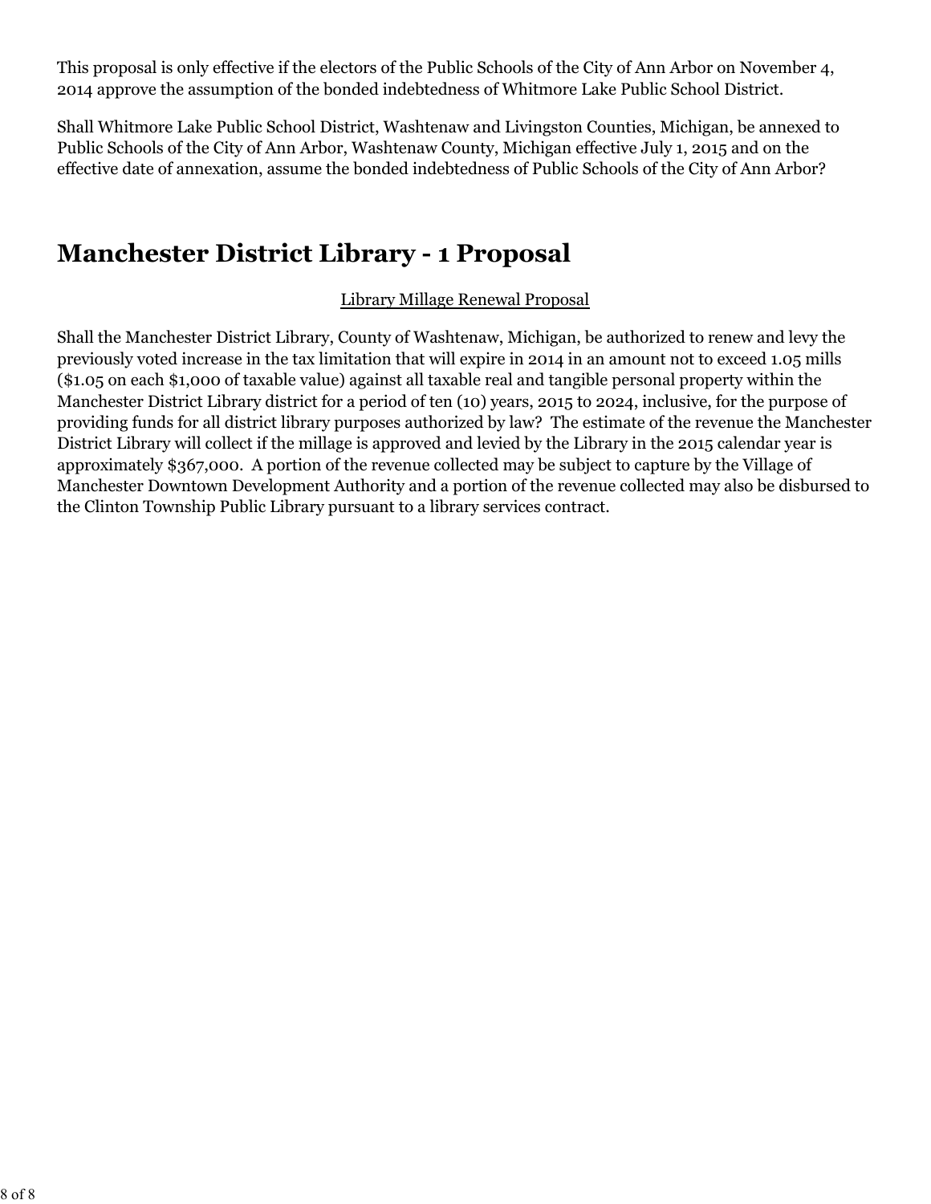This proposal is only effective if the electors of the Public Schools of the City of Ann Arbor on November 4, 2014 approve the assumption of the bonded indebtedness of Whitmore Lake Public School District.

Shall Whitmore Lake Public School District, Washtenaw and Livingston Counties, Michigan, be annexed to Public Schools of the City of Ann Arbor, Washtenaw County, Michigan effective July 1, 2015 and on the effective date of annexation, assume the bonded indebtedness of Public Schools of the City of Ann Arbor?

## Manchester District Library - 1 Proposal

Library Millage Renewal Proposal

Shall the Manchester District Library, County of Washtenaw, Michigan, be authorized to renew and levy the previously voted increase in the tax limitation that will expire in 2014 in an amount not to exceed 1.05 mills ($1.05 on each $1,000 of taxable value) against all taxable real and tangible personal property within the Manchester District Library district for a period of ten (10) years, 2015 to 2024, inclusive, for the purpose of providing funds for all district library purposes authorized by law? The estimate of the revenue the Manchester District Library will collect if the millage is approved and levied by the Library in the 2015 calendar year is approximately $367,000. A portion of the revenue collected may be subject to capture by the Village of Manchester Downtown Development Authority and a portion of the revenue collected may also be disbursed to the Clinton Township Public Library pursuant to a library services contract.